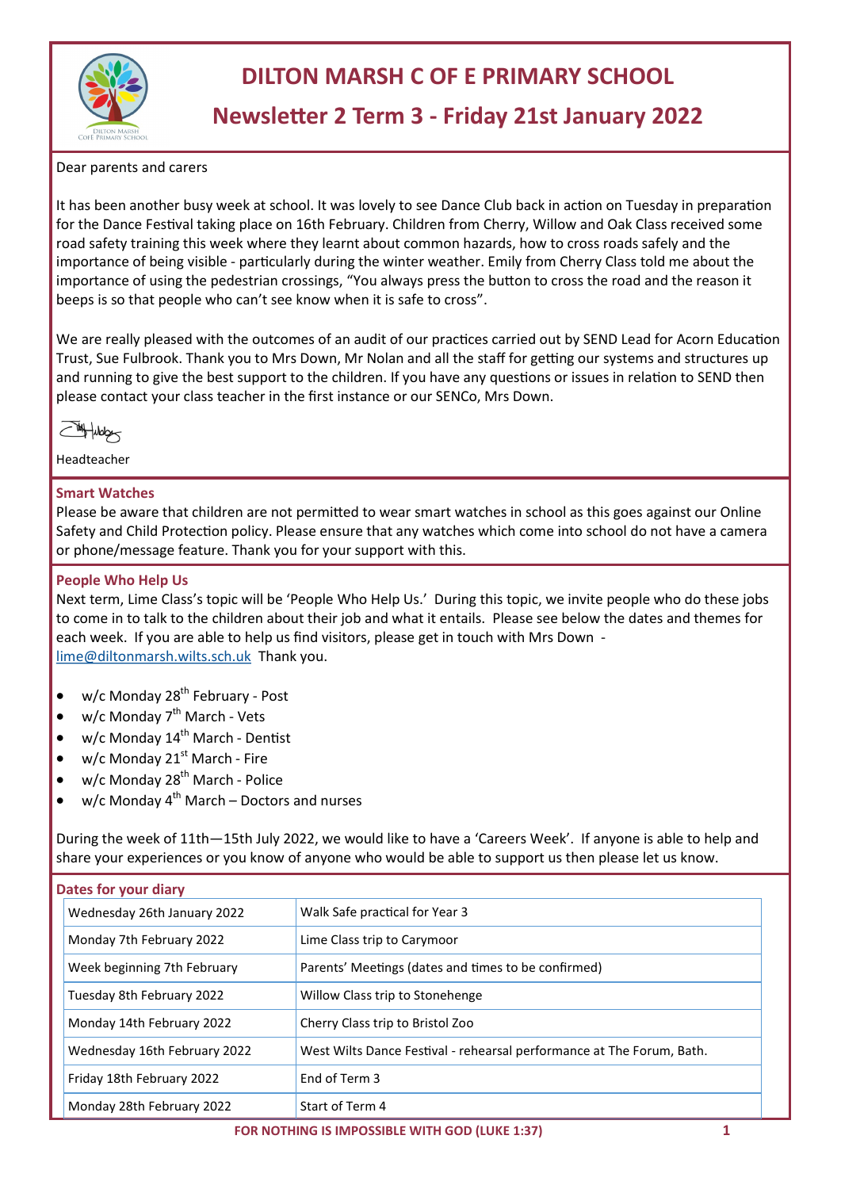# DILTON MARSH C OF E PRIMARY SCHOOL

## Newsletter 2 Term 3 - Friday 21st January 2022

Dear parents and carers

It has been another busy week at school. It was lovely to see Dance Club back in action on Tuesday in preparation for the Dance Festival taking place on 16th February. Children from Cherry, Willow and Oak Class received some road safety training this week where they learnt about common hazards, how to cross roads safely and the importance of being visible - particularly during the winter weather. Emily from Cherry Class told me about the importance of using the pedestrian crossings, "You always press the button to cross the road and the reason it beeps is so that people who can't see know when it is safe to cross".

We are really pleased with the outcomes of an audit of our practices carried out by SEND Lead for Acorn Education Trust, Sue Fulbrook. Thank you to Mrs Down, Mr Nolan and all the staff for getting our systems and structures up and running to give the best support to the children. If you have any questions or issues in relation to SEND then please contact your class teacher in the first instance or our SENCo, Mrs Down.

Headteacher

### Smart Watches

Please be aware that children are not permitted to wear smart watches in school as this goes against our Online Safety and Child Protection policy. Please ensure that any watches which come into school do not have a camera or phone/message feature. Thank you for your support with this.

### People Who Help Us

Next term, Lime Class's topic will be 'People Who Help Us.' During this topic, we invite people who do these jobs to come in to talk to the children about their job and what it entails. Please see below the dates and themes for each week. If you are able to help us find visitors, please get in touch with Mrs Down - lime@diltonmarsh.wilts.sch.uk Thank you.

- w/c Monday 28th February - Post
- w/c Monday 7th March - Vets
- w/c Monday 14th March - Dentist
- w/c Monday 21st March - Fire
- w/c Monday 28th March - Police
- w/c Monday 4th March – Doctors and nurses

During the week of 11th—15th July 2022, we would like to have a 'Careers Week'. If anyone is able to help and share your experiences or you know of anyone who would be able to support us then please let us know.

### Dates for your diary

| Date | Event |
|---|---|
| Wednesday 26th January 2022 | Walk Safe practical for Year 3 |
| Monday 7th February 2022 | Lime Class trip to Carymoor |
| Week beginning 7th February | Parents' Meetings (dates and times to be confirmed) |
| Tuesday 8th February 2022 | Willow Class trip to Stonehenge |
| Monday 14th February 2022 | Cherry Class trip to Bristol Zoo |
| Wednesday 16th February 2022 | West Wilts Dance Festival - rehearsal performance at The Forum, Bath. |
| Friday 18th February 2022 | End of Term 3 |
| Monday 28th February 2022 | Start of Term 4 |

FOR NOTHING IS IMPOSSIBLE WITH GOD (LUKE 1:37)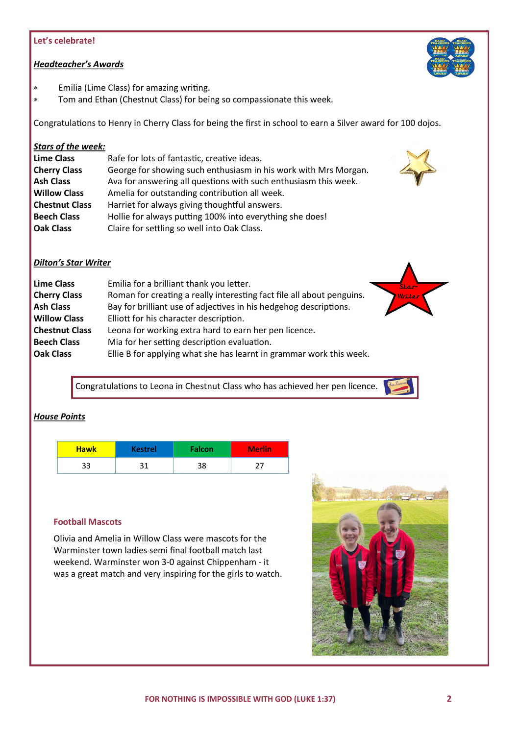## Let's celebrate!

***Headteacher's Awards***

- Emilia (Lime Class) for amazing writing.
- Tom and Ethan (Chestnut Class) for being so compassionate this week.

Congratulations to Henry in Cherry Class for being the first in school to earn a Silver award for 100 dojos.

***Stars of the week:***

| | |
|---|---|
| **Lime Class** | Rafe for lots of fantastic, creative ideas. |
| **Cherry Class** | George for showing such enthusiasm in his work with Mrs Morgan. |
| **Ash Class** | Ava for answering all questions with such enthusiasm this week. |
| **Willow Class** | Amelia for outstanding contribution all week. |
| **Chestnut Class** | Harriet for always giving thoughtful answers. |
| **Beech Class** | Hollie for always putting 100% into everything she does! |
| **Oak Class** | Claire for settling so well into Oak Class. |

***Dilton's Star Writer***

| | |
|---|---|
| **Lime Class** | Emilia for a brilliant thank you letter. |
| **Cherry Class** | Roman for creating a really interesting fact file all about penguins. |
| **Ash Class** | Bay for brilliant use of adjectives in his hedgehog descriptions. |
| **Willow Class** | Elliott for his character description. |
| **Chestnut Class** | Leona for working extra hard to earn her pen licence. |
| **Beech Class** | Mia for her setting description evaluation. |
| **Oak Class** | Ellie B for applying what she has learnt in grammar work this week. |

Congratulations to Leona in Chestnut Class who has achieved her pen licence.

***House Points***

| Hawk | Kestrel | Falcon | Merlin |
|---|---|---|---|
| 33 | 31 | 38 | 27 |

### Football Mascots

Olivia and Amelia in Willow Class were mascots for the Warminster town ladies semi final football match last weekend. Warminster won 3-0 against Chippenham - it was a great match and very inspiring for the girls to watch.

FOR NOTHING IS IMPOSSIBLE WITH GOD (LUKE 1:37)